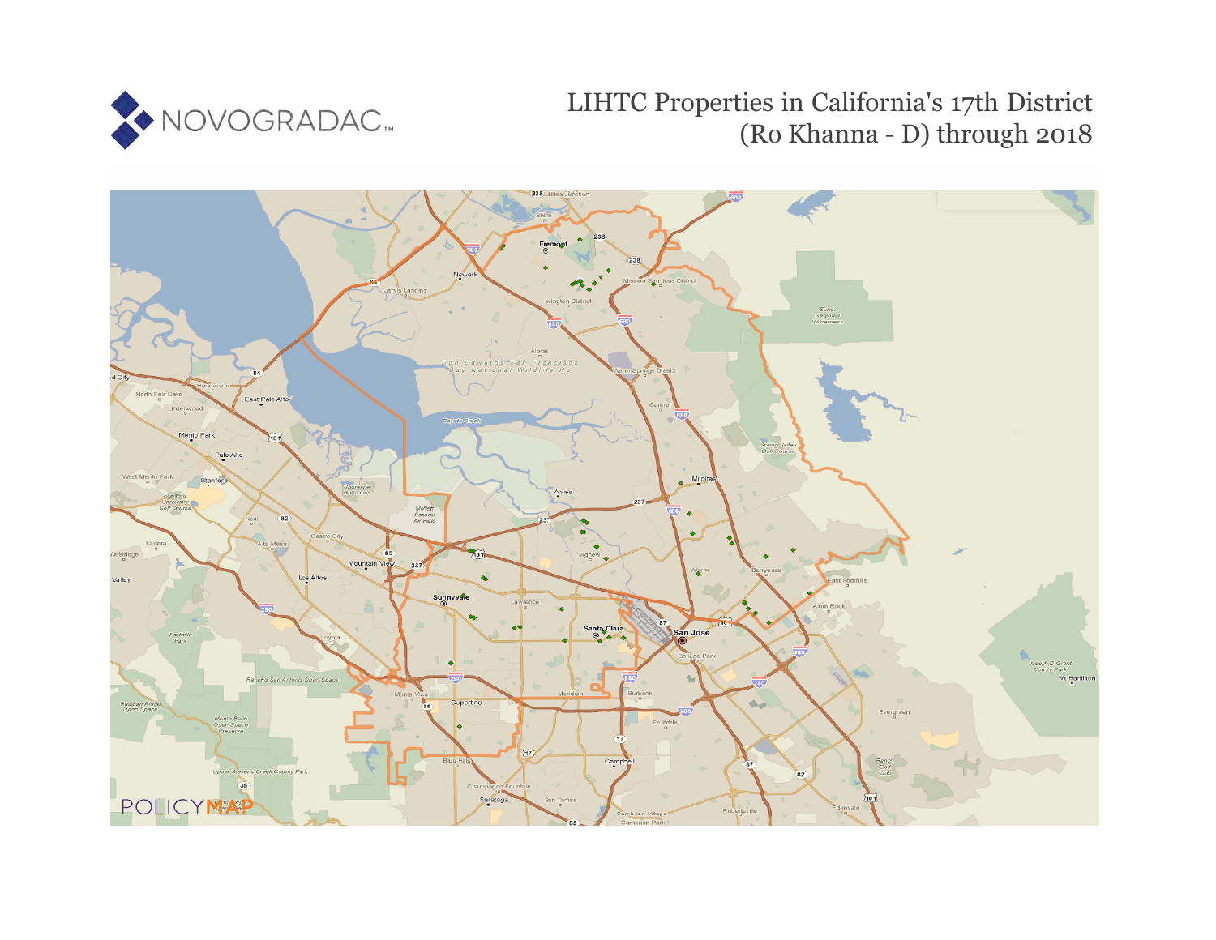NOVOGRADAC

# LIHTC Properties in California's 17th District (Ro Khanna - D) through 2018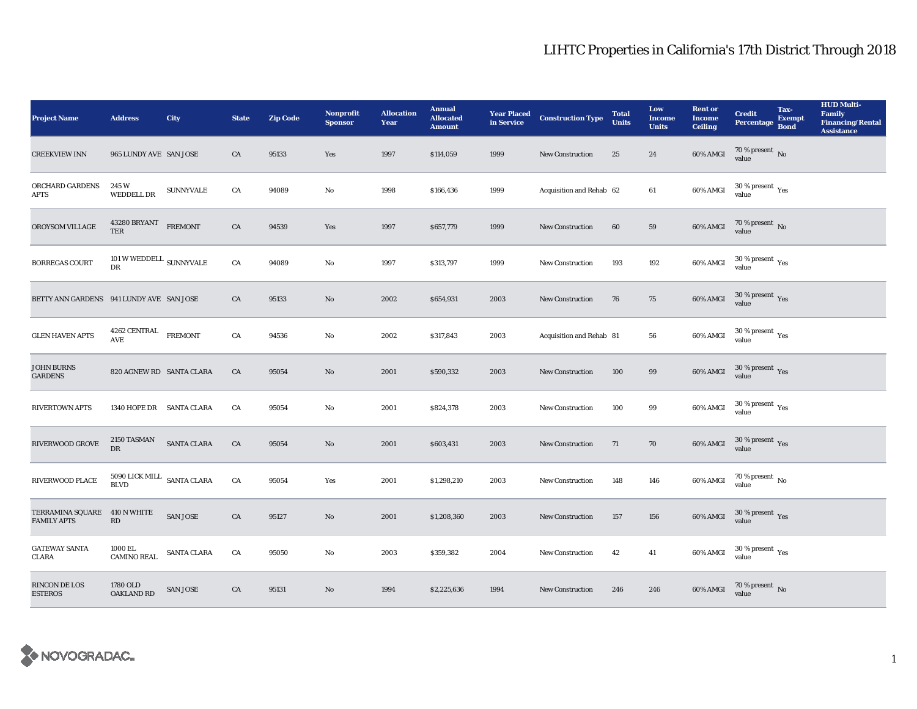# LIHTC Properties in California's 17th District Through 2018

| Project Name | Address | City | State | Zip Code | Nonprofit Sponsor | Allocation Year | Annual Allocated Amount | Year Placed in Service | Construction Type | Total Units | Low Income Units | Rent or Income Ceiling | Credit Percentage | Tax-Exempt Bond | HUD Multi-Family Financing/Rental Assistance |
|---|---|---|---|---|---|---|---|---|---|---|---|---|---|---|---|
| CREEKVIEW INN | 965 LUNDY AVE | SAN JOSE | CA | 95133 | Yes | 1997 | $114,059 | 1999 | New Construction | 25 | 24 | 60% AMGI | 70 % present value | No | |
| ORCHARD GARDENS APTS | 245 W WEDDELL DR | SUNNYVALE | CA | 94089 | No | 1998 | $166,436 | 1999 | Acquisition and Rehab | 62 | 61 | 60% AMGI | 30 % present value | Yes | |
| OROYSOM VILLAGE | 43280 BRYANT TER | FREMONT | CA | 94539 | Yes | 1997 | $657,779 | 1999 | New Construction | 60 | 59 | 60% AMGI | 70 % present value | No | |
| BORREGAS COURT | 101 W WEDDELL DR | SUNNYVALE | CA | 94089 | No | 1997 | $313,797 | 1999 | New Construction | 193 | 192 | 60% AMGI | 30 % present value | Yes | |
| BETTY ANN GARDENS | 941 LUNDY AVE | SAN JOSE | CA | 95133 | No | 2002 | $654,931 | 2003 | New Construction | 76 | 75 | 60% AMGI | 30 % present value | Yes | |
| GLEN HAVEN APTS | 4262 CENTRAL AVE | FREMONT | CA | 94536 | No | 2002 | $317,843 | 2003 | Acquisition and Rehab | 81 | 56 | 60% AMGI | 30 % present value | Yes | |
| JOHN BURNS GARDENS | 820 AGNEW RD | SANTA CLARA | CA | 95054 | No | 2001 | $590,332 | 2003 | New Construction | 100 | 99 | 60% AMGI | 30 % present value | Yes | |
| RIVERTOWN APTS | 1340 HOPE DR | SANTA CLARA | CA | 95054 | No | 2001 | $824,378 | 2003 | New Construction | 100 | 99 | 60% AMGI | 30 % present value | Yes | |
| RIVERWOOD GROVE | 2150 TASMAN DR | SANTA CLARA | CA | 95054 | No | 2001 | $603,431 | 2003 | New Construction | 71 | 70 | 60% AMGI | 30 % present value | Yes | |
| RIVERWOOD PLACE | 5090 LICK MILL BLVD | SANTA CLARA | CA | 95054 | Yes | 2001 | $1,298,210 | 2003 | New Construction | 148 | 146 | 60% AMGI | 70 % present value | No | |
| TERRAMINA SQUARE FAMILY APTS | 410 N WHITE RD | SAN JOSE | CA | 95127 | No | 2001 | $1,208,360 | 2003 | New Construction | 157 | 156 | 60% AMGI | 30 % present value | Yes | |
| GATEWAY SANTA CLARA | 1000 EL CAMINO REAL | SANTA CLARA | CA | 95050 | No | 2003 | $359,382 | 2004 | New Construction | 42 | 41 | 60% AMGI | 30 % present value | Yes | |
| RINCON DE LOS ESTEROS | 1780 OLD OAKLAND RD | SAN JOSE | CA | 95131 | No | 1994 | $2,225,636 | 1994 | New Construction | 246 | 246 | 60% AMGI | 70 % present value | No | |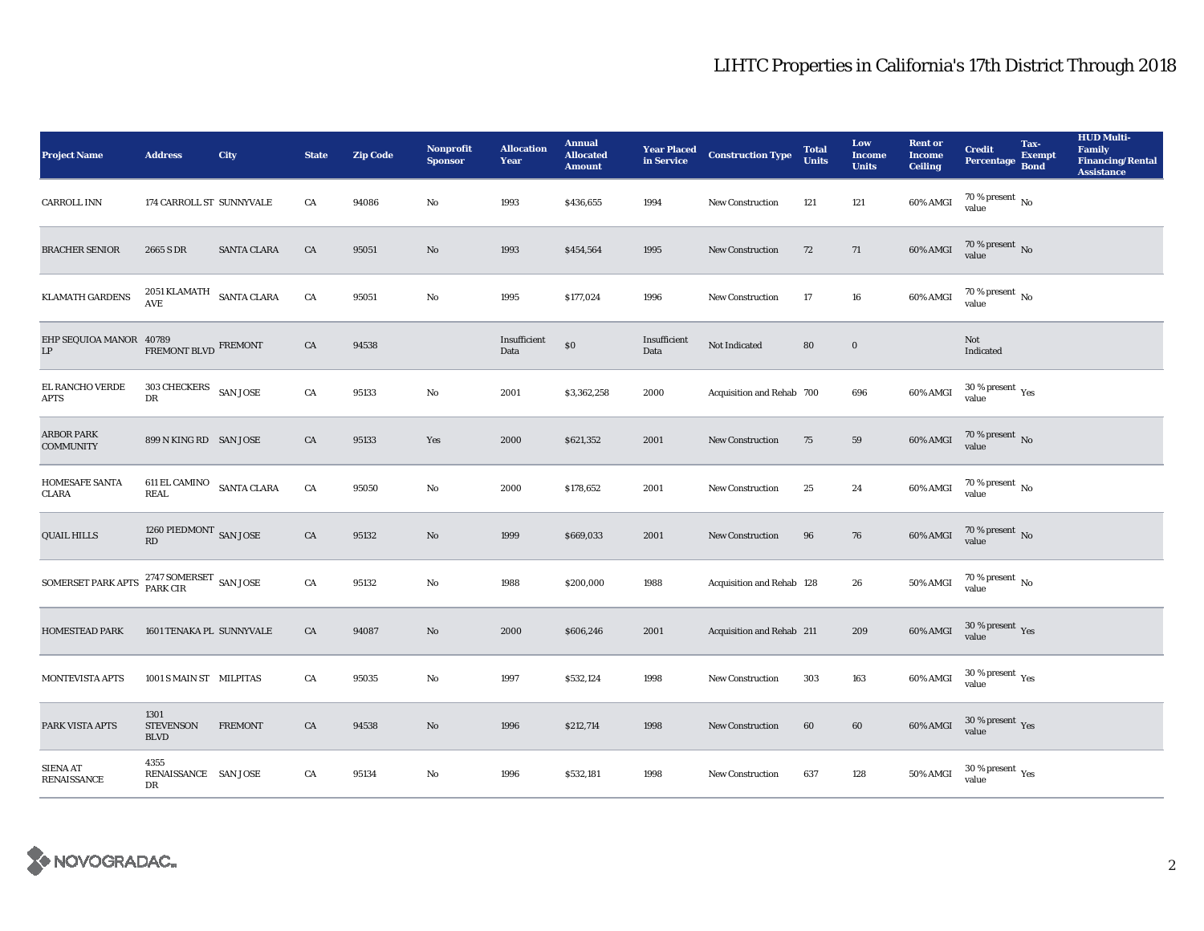# LIHTC Properties in California's 17th District Through 2018

| Project Name | Address | City | State | Zip Code | Nonprofit Sponsor | Allocation Year | Annual Allocated Amount | Year Placed in Service | Construction Type | Total Units | Low Income Units | Rent or Income Ceiling | Credit Percentage | Tax-Exempt Bond | HUD Multi-Family Financing/Rental Assistance |
|---|---|---|---|---|---|---|---|---|---|---|---|---|---|---|---|
| CARROLL INN | 174 CARROLL ST | SUNNYVALE | CA | 94086 | No | 1993 | $436,655 | 1994 | New Construction | 121 | 121 | 60% AMGI | 70 % present value | No | |
| BRACHER SENIOR | 2665 S DR | SANTA CLARA | CA | 95051 | No | 1993 | $454,564 | 1995 | New Construction | 72 | 71 | 60% AMGI | 70 % present value | No | |
| KLAMATH GARDENS | 2051 KLAMATH AVE | SANTA CLARA | CA | 95051 | No | 1995 | $177,024 | 1996 | New Construction | 17 | 16 | 60% AMGI | 70 % present value | No | |
| EHP SEQUIOA MANOR LP | 40789 FREMONT BLVD | FREMONT | CA | 94538 | | Insufficient Data | $0 | Insufficient Data | Not Indicated | 80 | 0 | | Not Indicated | | |
| EL RANCHO VERDE APTS | 303 CHECKERS DR | SAN JOSE | CA | 95133 | No | 2001 | $3,362,258 | 2000 | Acquisition and Rehab | 700 | 696 | 60% AMGI | 30 % present value | Yes | |
| ARBOR PARK COMMUNITY | 899 N KING RD | SAN JOSE | CA | 95133 | Yes | 2000 | $621,352 | 2001 | New Construction | 75 | 59 | 60% AMGI | 70 % present value | No | |
| HOMESAFE SANTA CLARA | 611 EL CAMINO REAL | SANTA CLARA | CA | 95050 | No | 2000 | $178,652 | 2001 | New Construction | 25 | 24 | 60% AMGI | 70 % present value | No | |
| QUAIL HILLS | 1260 PIEDMONT RD | SAN JOSE | CA | 95132 | No | 1999 | $669,033 | 2001 | New Construction | 96 | 76 | 60% AMGI | 70 % present value | No | |
| SOMERSET PARK APTS | 2747 SOMERSET PARK CIR | SAN JOSE | CA | 95132 | No | 1988 | $200,000 | 1988 | Acquisition and Rehab | 128 | 26 | 50% AMGI | 70 % present value | No | |
| HOMESTEAD PARK | 1601 TENAKA PL | SUNNYVALE | CA | 94087 | No | 2000 | $606,246 | 2001 | Acquisition and Rehab | 211 | 209 | 60% AMGI | 30 % present value | Yes | |
| MONTEVISTA APTS | 1001 S MAIN ST | MILPITAS | CA | 95035 | No | 1997 | $532,124 | 1998 | New Construction | 303 | 163 | 60% AMGI | 30 % present value | Yes | |
| PARK VISTA APTS | 1301 STEVENSON BLVD | FREMONT | CA | 94538 | No | 1996 | $212,714 | 1998 | New Construction | 60 | 60 | 60% AMGI | 30 % present value | Yes | |
| SIENA AT RENAISSANCE | 4355 RENAISSANCE DR | SAN JOSE | CA | 95134 | No | 1996 | $532,181 | 1998 | New Construction | 637 | 128 | 50% AMGI | 30 % present value | Yes | |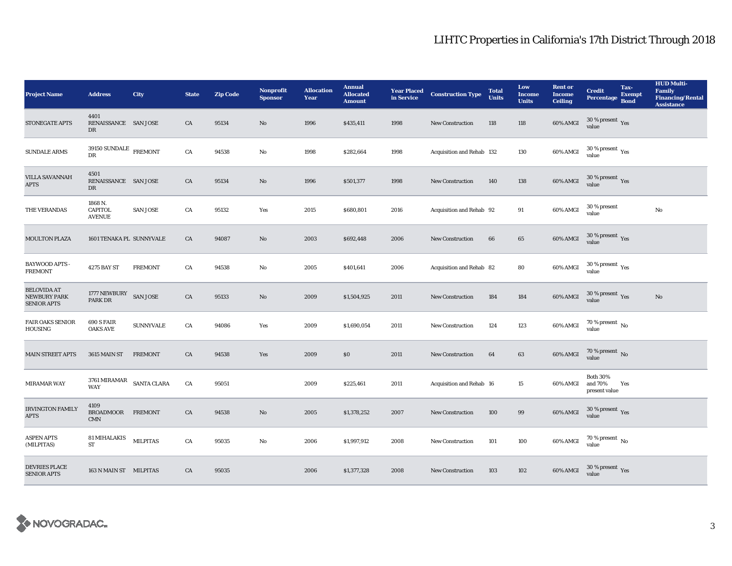# LIHTC Properties in California's 17th District Through 2018

| Project Name | Address | City | State | Zip Code | Nonprofit Sponsor | Allocation Year | Annual Allocated Amount | Year Placed in Service | Construction Type | Total Units | Low Income Units | Rent or Income Ceiling | Credit Percentage | Tax-Exempt Bond | HUD Multi-Family Financing/Rental Assistance |
|---|---|---|---|---|---|---|---|---|---|---|---|---|---|---|---|
| STONEGATE APTS | 4401 RENAISSANCE DR | SAN JOSE | CA | 95134 | No | 1996 | $435,411 | 1998 | New Construction | 118 | 118 | 60% AMGI | 30 % present value | Yes | |
| SUNDALE ARMS | 39150 SUNDALE DR | FREMONT | CA | 94538 | No | 1998 | $282,664 | 1998 | Acquisition and Rehab | 132 | 130 | 60% AMGI | 30 % present value | Yes | |
| VILLA SAVANNAH APTS | 4501 RENAISSANCE DR | SAN JOSE | CA | 95134 | No | 1996 | $501,377 | 1998 | New Construction | 140 | 138 | 60% AMGI | 30 % present value | Yes | |
| THE VERANDAS | 1868 N. CAPITOL AVENUE | SAN JOSE | CA | 95132 | Yes | 2015 | $680,801 | 2016 | Acquisition and Rehab | 92 | 91 | 60% AMGI | 30 % present value | | No |
| MOULTON PLAZA | 1601 TENAKA PL | SUNNYVALE | CA | 94087 | No | 2003 | $692,448 | 2006 | New Construction | 66 | 65 | 60% AMGI | 30 % present value | Yes | |
| BAYWOOD APTS - FREMONT | 4275 BAY ST | FREMONT | CA | 94538 | No | 2005 | $401,641 | 2006 | Acquisition and Rehab | 82 | 80 | 60% AMGI | 30 % present value | Yes | |
| BELOVIDA AT NEWBURY PARK SENIOR APTS | 1777 NEWBURY PARK DR | SAN JOSE | CA | 95133 | No | 2009 | $1,504,925 | 2011 | New Construction | 184 | 184 | 60% AMGI | 30 % present value | Yes | No |
| FAIR OAKS SENIOR HOUSING | 690 S FAIR OAKS AVE | SUNNYVALE | CA | 94086 | Yes | 2009 | $1,690,054 | 2011 | New Construction | 124 | 123 | 60% AMGI | 70 % present value | No | |
| MAIN STREET APTS | 3615 MAIN ST | FREMONT | CA | 94538 | Yes | 2009 | $0 | 2011 | New Construction | 64 | 63 | 60% AMGI | 70 % present value | No | |
| MIRAMAR WAY | 3761 MIRAMAR WAY | SANTA CLARA | CA | 95051 | | 2009 | $225,461 | 2011 | Acquisition and Rehab | 16 | 15 | 60% AMGI | Both 30% and 70% present value | Yes | |
| IRVINGTON FAMILY APTS | 4109 BROADMOOR CMN | FREMONT | CA | 94538 | No | 2005 | $1,378,252 | 2007 | New Construction | 100 | 99 | 60% AMGI | 30 % present value | Yes | |
| ASPEN APTS (MILPITAS) | 81 MIHALAKIS ST | MILPITAS | CA | 95035 | No | 2006 | $1,997,912 | 2008 | New Construction | 101 | 100 | 60% AMGI | 70 % present value | No | |
| DEVRIES PLACE SENIOR APTS | 163 N MAIN ST | MILPITAS | CA | 95035 | | 2006 | $1,377,328 | 2008 | New Construction | 103 | 102 | 60% AMGI | 30 % present value | Yes | |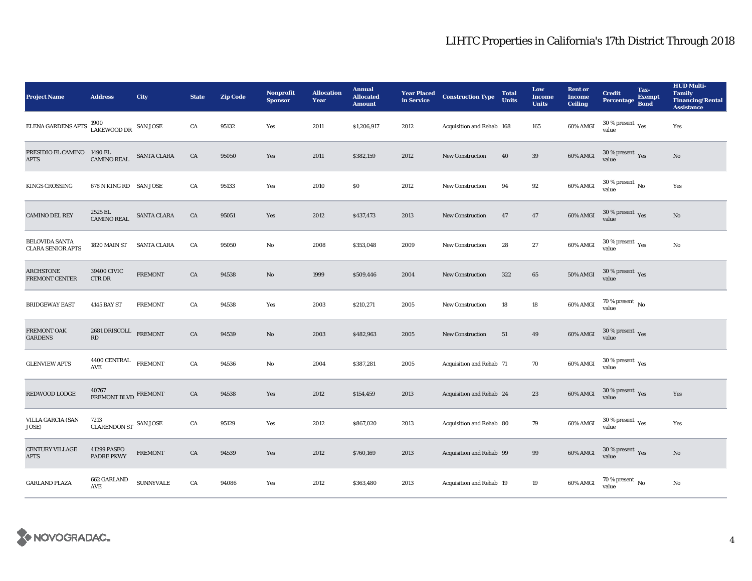# LIHTC Properties in California's 17th District Through 2018

| Project Name | Address | City | State | Zip Code | Nonprofit Sponsor | Allocation Year | Annual Allocated Amount | Year Placed in Service | Construction Type | Total Units | Low Income Units | Rent or Income Ceiling | Credit Percentage | Tax-Exempt Bond | HUD Multi-Family Financing/Rental Assistance |
|---|---|---|---|---|---|---|---|---|---|---|---|---|---|---|---|
| ELENA GARDENS APTS | 1900 LAKEWOOD DR | SAN JOSE | CA | 95132 | Yes | 2011 | $1,206,917 | 2012 | Acquisition and Rehab | 168 | 165 | 60% AMGI | 30 % present value | Yes | Yes |
| PRESIDIO EL CAMINO APTS | 1490 EL CAMINO REAL | SANTA CLARA | CA | 95050 | Yes | 2011 | $382,159 | 2012 | New Construction | 40 | 39 | 60% AMGI | 30 % present value | Yes | No |
| KINGS CROSSING | 678 N KING RD | SAN JOSE | CA | 95133 | Yes | 2010 | $0 | 2012 | New Construction | 94 | 92 | 60% AMGI | 30 % present value | No | Yes |
| CAMINO DEL REY | 2525 EL CAMINO REAL | SANTA CLARA | CA | 95051 | Yes | 2012 | $437,473 | 2013 | New Construction | 47 | 47 | 60% AMGI | 30 % present value | Yes | No |
| BELOVIDA SANTA CLARA SENIOR APTS | 1820 MAIN ST | SANTA CLARA | CA | 95050 | No | 2008 | $353,048 | 2009 | New Construction | 28 | 27 | 60% AMGI | 30 % present value | Yes | No |
| ARCHSTONE FREMONT CENTER | 39400 CIVIC CTR DR | FREMONT | CA | 94538 | No | 1999 | $509,446 | 2004 | New Construction | 322 | 65 | 50% AMGI | 30 % present value | Yes | |
| BRIDGEWAY EAST | 4145 BAY ST | FREMONT | CA | 94538 | Yes | 2003 | $210,271 | 2005 | New Construction | 18 | 18 | 60% AMGI | 70 % present value | No | |
| FREMONT OAK GARDENS | 2681 DRISCOLL RD | FREMONT | CA | 94539 | No | 2003 | $482,963 | 2005 | New Construction | 51 | 49 | 60% AMGI | 30 % present value | Yes | |
| GLENVIEW APTS | 4400 CENTRAL AVE | FREMONT | CA | 94536 | No | 2004 | $387,281 | 2005 | Acquisition and Rehab | 71 | 70 | 60% AMGI | 30 % present value | Yes | |
| REDWOOD LODGE | 40767 FREMONT BLVD | FREMONT | CA | 94538 | Yes | 2012 | $154,459 | 2013 | Acquisition and Rehab | 24 | 23 | 60% AMGI | 30 % present value | Yes | Yes |
| VILLA GARCIA (SAN JOSE) | 7213 CLARENDON ST | SAN JOSE | CA | 95129 | Yes | 2012 | $867,020 | 2013 | Acquisition and Rehab | 80 | 79 | 60% AMGI | 30 % present value | Yes | Yes |
| CENTURY VILLAGE APTS | 41299 PASEO PADRE PKWY | FREMONT | CA | 94539 | Yes | 2012 | $760,169 | 2013 | Acquisition and Rehab | 99 | 99 | 60% AMGI | 30 % present value | Yes | No |
| GARLAND PLAZA | 662 GARLAND AVE | SUNNYVALE | CA | 94086 | Yes | 2012 | $363,480 | 2013 | Acquisition and Rehab | 19 | 19 | 60% AMGI | 70 % present value | No | No |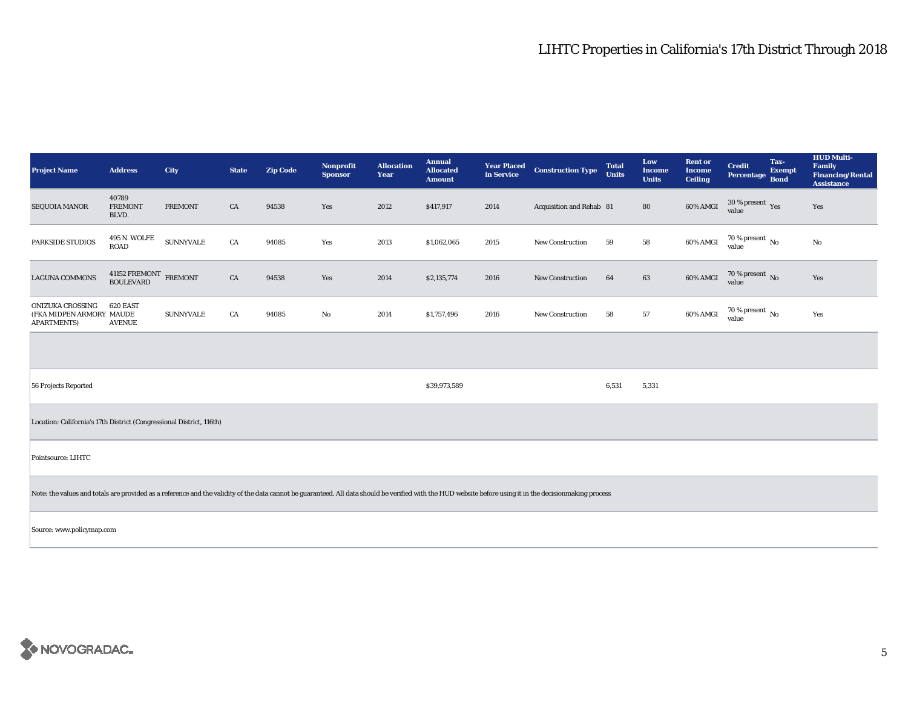| Project Name | Address | City | State | Zip Code | Nonprofit Sponsor | Allocation Year | Annual Allocated Amount | Year Placed in Service | Construction Type | Total Units | Low Income Units | Rent or Income Ceiling | Credit Percentage | Tax-Exempt Bond | HUD Multi-Family Financing/Rental Assistance |
|---|---|---|---|---|---|---|---|---|---|---|---|---|---|---|---|
| SEQUOIA MANOR | 40789 FREMONT BLVD. | FREMONT | CA | 94538 | Yes | 2012 | $417,917 | 2014 | Acquisition and Rehab | 81 | 80 | 60% AMGI | 30 % present value | Yes | Yes |
| PARKSIDE STUDIOS | 495 N. WOLFE ROAD | SUNNYVALE | CA | 94085 | Yes | 2013 | $1,062,065 | 2015 | New Construction | 59 | 58 | 60% AMGI | 70 % present value | No | No |
| LAGUNA COMMONS | 41152 FREMONT BOULEVARD | FREMONT | CA | 94538 | Yes | 2014 | $2,135,774 | 2016 | New Construction | 64 | 63 | 60% AMGI | 70 % present value | No | Yes |
| ONIZUKA CROSSING (FKA MIDPEN ARMORY APARTMENTS) | 620 EAST MAUDE AVENUE | SUNNYVALE | CA | 94085 | No | 2014 | $1,757,496 | 2016 | New Construction | 58 | 57 | 60% AMGI | 70 % present value | No | Yes |
| | | | | | | | | | | | | | | | |
| 56 Projects Reported | | | | | | | $39,973,589 | | | 6,531 | 5,331 | | | | |

Location: California's 17th District (Congressional District, 116th)

Pointsource: LIHTC

Note: the values and totals are provided as a reference and the validity of the data cannot be guaranteed. All data should be verified with the HUD website before using it in the decisionmaking process

Source: www.policymap.com